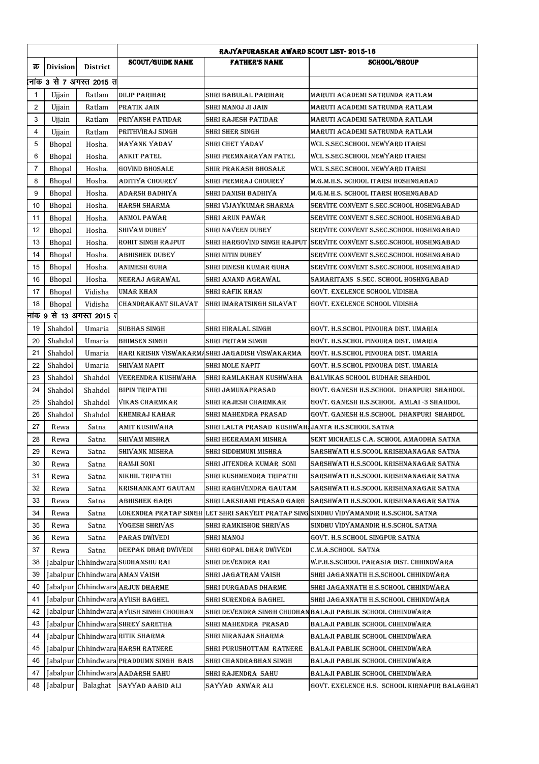|  |  |  | RAJYAPURASKAR AWARD SCOUT LIST- 2015-16 |  |  |
|---|---|---|---|---|---|
| क्र | Division | District | SCOUT/GUIDE NAME | FATHER'S NAME | SCHOOL/GROUP |
| नांक 3 से 7 अगस्त 2015 त |  |  |  |  |  |
| 1 | Ujjain | Ratlam | DILIP PARIHAR | SHRI BABULAL PARIHAR | MARUTI ACADEMI SATRUNDA RATLAM |
| 2 | Ujjain | Ratlam | PRATIK JAIN | SHRI MANOJ JI JAIN | MARUTI ACADEMI SATRUNDA RATLAM |
| 3 | Ujjain | Ratlam | PRIYANSH PATIDAR | SHRI RAJESH PATIDAR | MARUTI ACADEMI SATRUNDA RATLAM |
| 4 | Ujjain | Ratlam | PRITHVIRAJ SINGH | SHRI SHER SINGH | MARUTI ACADEMI SATRUNDA RATLAM |
| 5 | Bhopal | Hosha. | MAYANK YADAV | SHRI CHET YADAV | WCL S.SEC.SCHOOL NEWYARD ITARSI |
| 6 | Bhopal | Hosha. | ANKIT PATEL | SHRI PREMNARAYAN PATEL | WCL S.SEC.SCHOOL NEWYARD ITARSI |
| 7 | Bhopal | Hosha. | GOVIND BHOSALE | SHIR PRAKASH BHOSALE | WCL S.SEC.SCHOOL NEWYARD ITARSI |
| 8 | Bhopal | Hosha. | ADITIYA CHOUREY | SHRI PREMRAJ CHOUREY | M.G.M.H.S. SCHOOL ITARSI HOSHNGABAD |
| 9 | Bhopal | Hosha. | ADARSH BADHIYA | SHRI DANISH BADHIYA | M.G.M.H.S. SCHOOL ITARSI HOSHNGABAD |
| 10 | Bhopal | Hosha. | HARSH SHARMA | SHRI VIJAYKUMAR SHARMA | SERVITE CONVENT S.SEC.SCHOOL HOSHNGABAD |
| 11 | Bhopal | Hosha. | ANMOL PAWAR | SHRI ARUN PAWAR | SERVITE CONVENT S.SEC.SCHOOL HOSHNGABAD |
| 12 | Bhopal | Hosha. | SHIVAM DUBEY | SHRI NAVEEN DUBEY | SERVITE CONVENT S.SEC.SCHOOL HOSHNGABAD |
| 13 | Bhopal | Hosha. | ROHIT SINGH RAJPUT | SHRI HARGOVIND SINGH RAJPUT | SERVITE CONVENT S.SEC.SCHOOL HOSHNGABAD |
| 14 | Bhopal | Hosha. | ABHISHEK DUBEY | SHRI NITIN DUBEY | SERVITE CONVENT S.SEC.SCHOOL HOSHNGABAD |
| 15 | Bhopal | Hosha. | ANIMESH GUHA | SHRI DINESH KUMAR GUHA | SERVITE CONVENT S.SEC.SCHOOL HOSHNGABAD |
| 16 | Bhopal | Hosha. | NEERAJ AGRAWAL | SHRI ANAND AGRAWAL | SAMARITANS S.SEC. SCHOOL HOSHNGABAD |
| 17 | Bhopal | Vidisha | UMAR KHAN | SHRI RAFIK KHAN | GOVT. EXELENCE SCHOOL VIDISHA |
| 18 | Bhopal | Vidisha | CHANDRAKANT SILAVAT | SHRI IMARATSINGH SILAVAT | GOVT. EXELENCE SCHOOL VIDISHA |
| नांक 9 से 13 अगस्त 2015 त |  |  |  |  |  |
| 19 | Shahdol | Umaria | SUBHAS SINGH | SHRI HIRALAL SINGH | GOVT. H.S.SCHOL PINOURA DIST. UMARIA |
| 20 | Shahdol | Umaria | BHIMSEN SINGH | SHRI PRITAM SINGH | GOVT. H.S.SCHOL PINOURA DIST. UMARIA |
| 21 | Shahdol | Umaria | HARI KRISHN VISWAKARMA | SHRI JAGADISH VISWAKARMA | GOVT. H.S.SCHOL PINOURA DIST. UMARIA |
| 22 | Shahdol | Umaria | SHIVAM NAPIT | SHRI MOLE NAPIT | GOVT. H.S.SCHOL PINOURA DIST. UMARIA |
| 23 | Shahdol | Shahdol | VEERENDRA KUSHWAHA | SHRI RAMLAKHAN KUSHWAHA | BALVIKAS SCHOOL BUDHAR SHAHDOL |
| 24 | Shahdol | Shahdol | BIPIN TRIPATHI | SHRI JAMUNAPRASAD | GOVT. GANESH H.S.SCHOOL DHANPURI SHAHDOL |
| 25 | Shahdol | Shahdol | VIKAS CHARMKAR | SHRI RAJESH CHARMKAR | GOVT. GANESH H.S.SCHOOL AMLAI -3 SHAHDOL |
| 26 | Shahdol | Shahdol | KHEMRAJ KAHAR | SHRI MAHENDRA PRASAD | GOVT. GANESH H.S.SCHOOL DHANPURI SHAHDOL |
| 27 | Rewa | Satna | AMIT KUSHWAHA | SHRI LALTA PRASAD KUSHWAH | JANTA H.S.SCHOOL SATNA |
| 28 | Rewa | Satna | SHIVAM MISHRA | SHRI HEERAMANI MISHRA | SENT MICHAELS C.A. SCHOOL AMAODHA SATNA |
| 29 | Rewa | Satna | SHIVANK MISHRA | SHRI SIDDHMUNI MISHRA | SARSHWATI H.S.SCOOL KRISHNANAGAR SATNA |
| 30 | Rewa | Satna | RAMJI SONI | SHRI JITENDRA KUMAR SONI | SARSHWATI H.S.SCOOL KRISHNANAGAR SATNA |
| 31 | Rewa | Satna | NIKHIL TRIPATHI | SHRI KUSHMENDRA TRIPATHI | SARSHWATI H.S.SCOOL KRISHNANAGAR SATNA |
| 32 | Rewa | Satna | KRISHANKANT GAUTAM | SHRI RAGHVENDRA GAUTAM | SARSHWATI H.S.SCOOL KRISHNANAGAR SATNA |
| 33 | Rewa | Satna | ABHISHEK GARG | SHRI LAKSHAMI PRASAD GARG | SARSHWATI H.S.SCOOL KRISHNANAGAR SATNA |
| 34 | Rewa | Satna | LOKENDRA PRATAP SINGH | LET SHRI SAKYEIT PRATAP SING | SINDHU VIDYAMANDIR H.S.SCHOL SATNA |
| 35 | Rewa | Satna | YOGESH SHRIVAS | SHRI RAMKISHOR SHRIVAS | SINDHU VIDYAMANDIR H.S.SCHOL SATNA |
| 36 | Rewa | Satna | PARAS DWIVEDI | SHRI MANOJ | GOVT. H.S.SCHOOL SINGPUR SATNA |
| 37 | Rewa | Satna | DEEPAK DHAR DWIVEDI | SHRI GOPAL DHAR DWIVEDI | C.M.A.SCHOOL SATNA |
| 38 | Jabalpur | Chhindwara | SUDHANSHU RAI | SHRI DEVENDRA RAI | W.P.H.S.SCHOOL PARASIA DIST. CHHINDWARA |
| 39 | Jabalpur | Chhindwara | AMAN VAISH | SHRI JAGATRAM VAISH | SHRI JAGANNATH H.S.SCHOOL CHHINDWARA |
| 40 | Jabalpur | Chhindwara | ARJUN DHARME | SHRI DURGADAS DHARME | SHRI JAGANNATH H.S.SCHOOL CHHINDWARA |
| 41 | Jabalpur | Chhindwara | AYUSH BAGHEL | SHRI SURENDRA BAGHEL | SHRI JAGANNATH H.S.SCHOOL CHHINDWARA |
| 42 | Jabalpur | Chhindwara | AYUSH SINGH CHOUHAN | SHRI DEVENDRA SINGH CHUOHAN | BALAJI PABLIK SCHOOL CHHINDWARA |
| 43 | Jabalpur | Chhindwara | SHREY SARETHA | SHRI MAHENDRA PRASAD | BALAJI PABLIK SCHOOL CHHINDWARA |
| 44 | Jabalpur | Chhindwara | RITIK SHARMA | SHRI NIRANJAN SHARMA | BALAJI PABLIK SCHOOL CHHINDWARA |
| 45 | Jabalpur | Chhindwara | HARSH RATNERE | SHRI PURUSHOTTAM RATNERE | BALAJI PABLIK SCHOOL CHHINDWARA |
| 46 | Jabalpur | Chhindwara | PRADDUMN SINGH BAIS | SHRI CHANDRABHAN SINGH | BALAJI PABLIK SCHOOL CHHINDWARA |
| 47 | Jabalpur | Chhindwara | AADARSH SAHU | SHRI RAJENDRA SAHU | BALAJI PABLIK SCHOOL CHHINDWARA |
| 48 | Jabalpur | Balaghat | SAYYAD AABID ALI | SAYYAD ANWAR ALI | GOVT. EXELENCE H.S. SCHOOL KIRNAPUR BALAGHAT |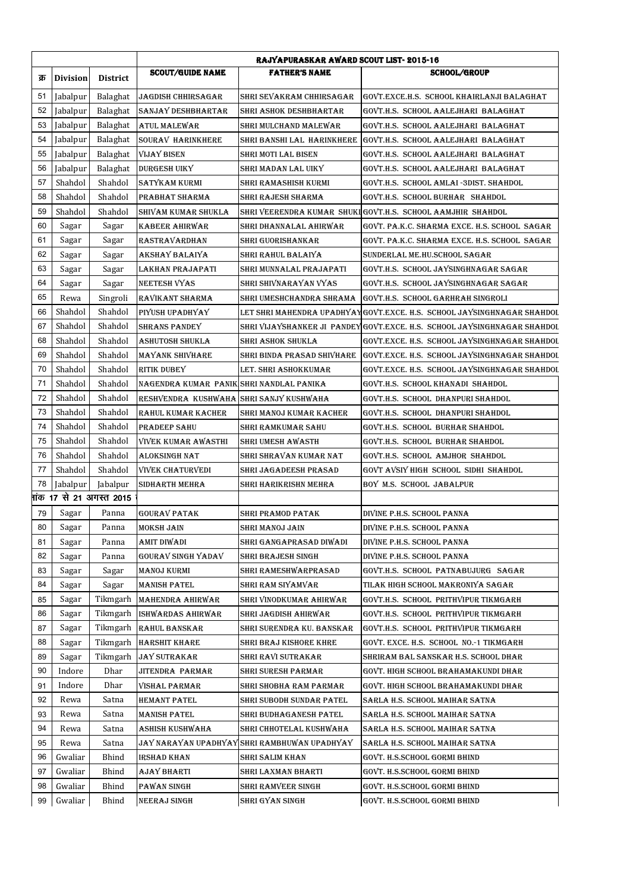| क्र | Division | District | RAJYAPURASKAR AWARD SCOUT LIST- 2015-16 | | |
|---|---|---|---|---|---|
| | | | SCOUT/GUIDE NAME | FATHER'S NAME | SCHOOL/GROUP |
| 51 | Jabalpur | Balaghat | JAGDISH CHHIRSAGAR | SHRI SEVAKRAM CHHIRSAGAR | GOVT.EXCE.H.S. SCHOOL KHAIRLANJI BALAGHAT |
| 52 | Jabalpur | Balaghat | SANJAY DESHBHARTAR | SHRI ASHOK DESHBHARTAR | GOVT.H.S. SCHOOL AALEJHARI BALAGHAT |
| 53 | Jabalpur | Balaghat | ATUL MALEWAR | SHRI MULCHAND MALEWAR | GOVT.H.S. SCHOOL AALEJHARI BALAGHAT |
| 54 | Jabalpur | Balaghat | SOURAV HARINKHERE | SHRI BANSHI LAL HARINKHERE | GOVT.H.S. SCHOOL AALEJHARI BALAGHAT |
| 55 | Jabalpur | Balaghat | VIJAY BISEN | SHRI MOTI LAL BISEN | GOVT.H.S. SCHOOL AALEJHARI BALAGHAT |
| 56 | Jabalpur | Balaghat | DURGESH UIKY | SHRI MADAN LAL UIKY | GOVT.H.S. SCHOOL AALEJHARI BALAGHAT |
| 57 | Shahdol | Shahdol | SATYKAM KURMI | SHRI RAMASHISH KURMI | GOVT.H.S. SCHOOL AMLAI -3DIST. SHAHDOL |
| 58 | Shahdol | Shahdol | PRABHAT SHARMA | SHRI RAJESH SHARMA | GOVT.H.S. SCHOOL BURHAR SHAHDOL |
| 59 | Shahdol | Shahdol | SHIVAM KUMAR SHUKLA | SHRI VEERENDRA KUMAR SHUKL | GOVT.H.S. SCHOOL AAMJHIR SHAHDOL |
| 60 | Sagar | Sagar | KABEER AHIRWAR | SHRI DHANNALAL AHIRWAR | GOVT. PA.K.C. SHARMA EXCE. H.S. SCHOOL SAGAR |
| 61 | Sagar | Sagar | RASTRAVARDHAN | SHRI GUORISHANKAR | GOVT. PA.K.C. SHARMA EXCE. H.S. SCHOOL SAGAR |
| 62 | Sagar | Sagar | AKSHAY BALAIYA | SHRI RAHUL BALAIYA | SUNDERLAL ME.HU.SCHOOL SAGAR |
| 63 | Sagar | Sagar | LAKHAN PRAJAPATI | SHRI MUNNALAL PRAJAPATI | GOVT.H.S. SCHOOL JAYSINGHNAGAR SAGAR |
| 64 | Sagar | Sagar | NEETESH VYAS | SHRI SHIVNARAYAN VYAS | GOVT.H.S. SCHOOL JAYSINGHNAGAR SAGAR |
| 65 | Rewa | Singroli | RAVIKANT SHARMA | SHRI UMESHCHANDRA SHRAMA | GOVT.H.S. SCHOOL GARHRAH SINGROLI |
| 66 | Shahdol | Shahdol | PIYUSH UPADHYAY | LET SHRI MAHENDRA UPADHYAY | GOVT.EXCE. H.S. SCHOOL JAYSINGHNAGAR SHAHDOL |
| 67 | Shahdol | Shahdol | SHRANS PANDEY | SHRI VIJAYSHANKER JI PANDEY | GOVT.EXCE. H.S. SCHOOL JAYSINGHNAGAR SHAHDOL |
| 68 | Shahdol | Shahdol | ASHUTOSH SHUKLA | SHRI ASHOK SHUKLA | GOVT.EXCE. H.S. SCHOOL JAYSINGHNAGAR SHAHDOL |
| 69 | Shahdol | Shahdol | MAYANK SHIVHARE | SHRI BINDA PRASAD SHIVHARE | GOVT.EXCE. H.S. SCHOOL JAYSINGHNAGAR SHAHDOL |
| 70 | Shahdol | Shahdol | RITIK DUBEY | LET. SHRI ASHOKKUMAR | GOVT.EXCE. H.S. SCHOOL JAYSINGHNAGAR SHAHDOL |
| 71 | Shahdol | Shahdol | NAGENDRA KUMAR PANIK | SHRI NANDLAL PANIKA | GOVT.H.S. SCHOOL KHANADI SHAHDOL |
| 72 | Shahdol | Shahdol | RESHVENDRA KUSHWAHA | SHRI SANJY KUSHWAHA | GOVT.H.S. SCHOOL DHANPURI SHAHDOL |
| 73 | Shahdol | Shahdol | RAHUL KUMAR KACHER | SHRI MANOJ KUMAR KACHER | GOVT.H.S. SCHOOL DHANPURI SHAHDOL |
| 74 | Shahdol | Shahdol | PRADEEP SAHU | SHRI RAMKUMAR SAHU | GOVT.H.S. SCHOOL BURHAR SHAHDOL |
| 75 | Shahdol | Shahdol | VIVEK KUMAR AWASTHI | SHRI UMESH AWASTH | GOVT.H.S. SCHOOL BURHAR SHAHDOL |
| 76 | Shahdol | Shahdol | ALOKSINGH NAT | SHRI SHRAVAN KUMAR NAT | GOVT.H.S. SCHOOL AMJHOR SHAHDOL |
| 77 | Shahdol | Shahdol | VIVEK CHATURVEDI | SHRI JAGADEESH PRASAD | GOVT AVSIY HIGH SCHOOL SIDHI SHAHDOL |
| 78 | Jabalpur | Jabalpur | SIDHARTH MEHRA | SHRI HARIKRISHN MEHRA | BOY M.S. SCHOOL JABALPUR |
| ांक 17 से 21 अगस्त 2015 | | | | | |
| 79 | Sagar | Panna | GOURAV PATAK | SHRI PRAMOD PATAK | DIVINE P.H.S. SCHOOL PANNA |
| 80 | Sagar | Panna | MOKSH JAIN | SHRI MANOJ JAIN | DIVINE P.H.S. SCHOOL PANNA |
| 81 | Sagar | Panna | AMIT DIWADI | SHRI GANGAPRASAD DIWADI | DIVINE P.H.S. SCHOOL PANNA |
| 82 | Sagar | Panna | GOURAV SINGH YADAV | SHRI BRAJESH SINGH | DIVINE P.H.S. SCHOOL PANNA |
| 83 | Sagar | Sagar | MANOJ KURMI | SHRI RAMESHWARPRASAD | GOVT.H.S. SCHOOL PATNABUJURG SAGAR |
| 84 | Sagar | Sagar | MANISH PATEL | SHRI RAM SIYAMVAR | TILAK HIGH SCHOOL MAKRONIYA SAGAR |
| 85 | Sagar | Tikmgarh | MAHENDRA AHIRWAR | SHRI VINODKUMAR AHIRWAR | GOVT.H.S. SCHOOL PRITHVIPUR TIKMGARH |
| 86 | Sagar | Tikmgarh | ISHWARDAS AHIRWAR | SHRI JAGDISH AHIRWAR | GOVT.H.S. SCHOOL PRITHVIPUR TIKMGARH |
| 87 | Sagar | Tikmgarh | RAHUL BANSKAR | SHRI SURENDRA KU. BANSKAR | GOVT.H.S. SCHOOL PRITHVIPUR TIKMGARH |
| 88 | Sagar | Tikmgarh | HARSHIT KHARE | SHRI BRAJ KISHORE KHRE | GOVT. EXCE. H.S. SCHOOL NO.-1 TIKMGARH |
| 89 | Sagar | Tikmgarh | JAY SUTRAKAR | SHRI RAVI SUTRAKAR | SHRIRAM BAL SANSKAR H.S. SCHOOL DHAR |
| 90 | Indore | Dhar | JITENDRA PARMAR | SHRI SURESH PARMAR | GOVT. HIGH SCHOOL BRAHAMAKUNDI DHAR |
| 91 | Indore | Dhar | VISHAL PARMAR | SHRI SHOBHA RAM PARMAR | GOVT. HIGH SCHOOL BRAHAMAKUNDI DHAR |
| 92 | Rewa | Satna | HEMANT PATEL | SHRI SUBODH SUNDAR PATEL | SARLA H.S. SCHOOL MAIHAR SATNA |
| 93 | Rewa | Satna | MANISH PATEL | SHRI BUDHAGANESH PATEL | SARLA H.S. SCHOOL MAIHAR SATNA |
| 94 | Rewa | Satna | ASHISH KUSHWAHA | SHRI CHHOTELAL KUSHWAHA | SARLA H.S. SCHOOL MAIHAR SATNA |
| 95 | Rewa | Satna | JAY NARAYAN UPADHYAY | SHRI RAMBHUWAN UPADHYAY | SARLA H.S. SCHOOL MAIHAR SATNA |
| 96 | Gwaliar | Bhind | IRSHAD KHAN | SHRI SALIM KHAN | GOVT. H.S.SCHOOL GORMI BHIND |
| 97 | Gwaliar | Bhind | AJAY BHARTI | SHRI LAXMAN BHARTI | GOVT. H.S.SCHOOL GORMI BHIND |
| 98 | Gwaliar | Bhind | PAWAN SINGH | SHRI RAMVEER SINGH | GOVT. H.S.SCHOOL GORMI BHIND |
| 99 | Gwaliar | Bhind | NEERAJ SINGH | SHRI GYAN SINGH | GOVT. H.S.SCHOOL GORMI BHIND |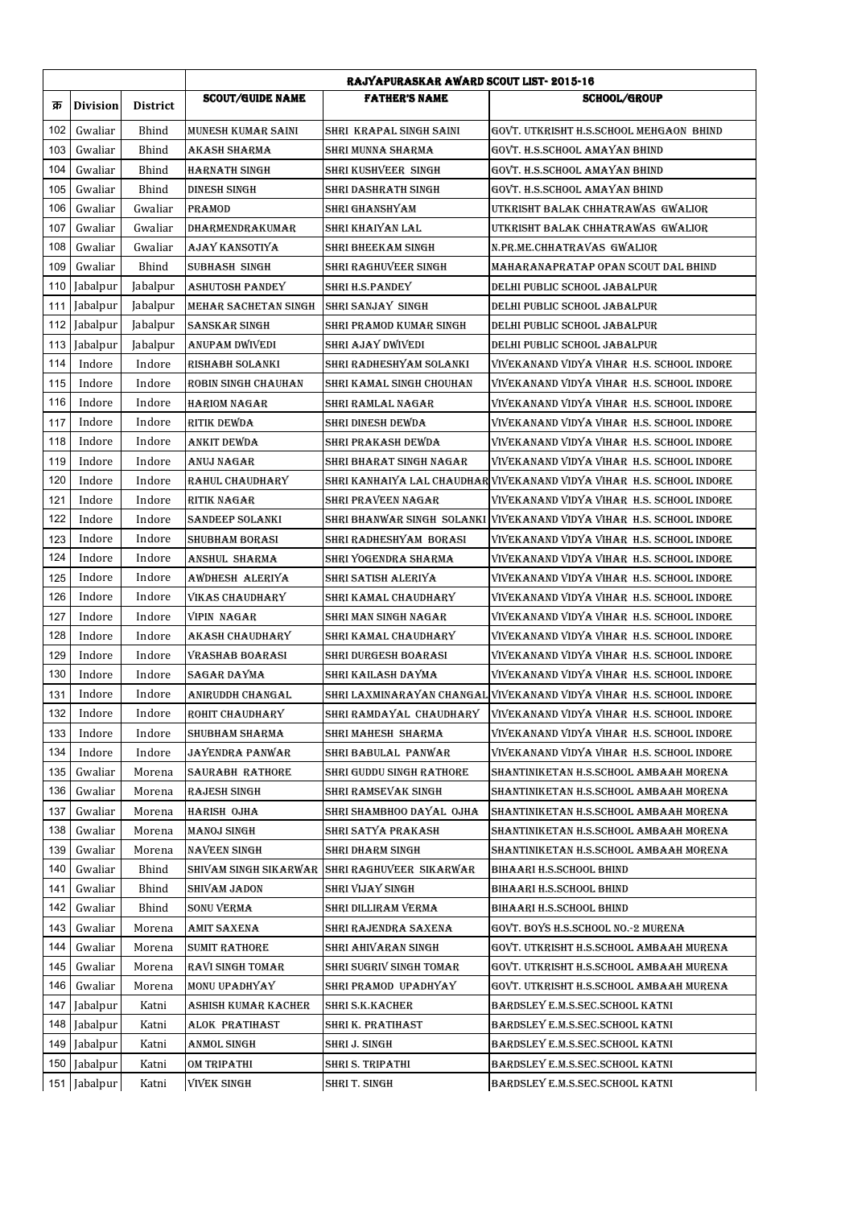| क्र | Division | District | RAJYAPURASKAR AWARD SCOUT LIST- 2015-16 | | |
|---|---|---|---|---|---|
| | | | SCOUT/GUIDE NAME | FATHER'S NAME | SCHOOL/GROUP |
| 102 | Gwaliar | Bhind | MUNESH KUMAR SAINI | SHRI KRAPAL SINGH SAINI | GOVT. UTKRISHT H.S.SCHOOL MEHGAON BHIND |
| 103 | Gwaliar | Bhind | AKASH SHARMA | SHRI MUNNA SHARMA | GOVT. H.S.SCHOOL AMAYAN BHIND |
| 104 | Gwaliar | Bhind | HARNATH SINGH | SHRI KUSHVEER SINGH | GOVT. H.S.SCHOOL AMAYAN BHIND |
| 105 | Gwaliar | Bhind | DINESH SINGH | SHRI DASHRATH SINGH | GOVT. H.S.SCHOOL AMAYAN BHIND |
| 106 | Gwaliar | Gwaliar | PRAMOD | SHRI GHANSHYAM | UTKRISHT BALAK CHHATRAWAS GWALIOR |
| 107 | Gwaliar | Gwaliar | DHARMENDRAKUMAR | SHRI KHAIYAN LAL | UTKRISHT BALAK CHHATRAWAS GWALIOR |
| 108 | Gwaliar | Gwaliar | AJAY KANSOTIYA | SHRI BHEEKAM SINGH | N.PR.ME.CHHATRAVAS GWALIOR |
| 109 | Gwaliar | Bhind | SUBHASH SINGH | SHRI RAGHUVEER SINGH | MAHARANAPRATAP OPAN SCOUT DAL BHIND |
| 110 | Jabalpur | Jabalpur | ASHUTOSH PANDEY | SHRI H.S.PANDEY | DELHI PUBLIC SCHOOL JABALPUR |
| 111 | Jabalpur | Jabalpur | MEHAR SACHETAN SINGH | SHRI SANJAY SINGH | DELHI PUBLIC SCHOOL JABALPUR |
| 112 | Jabalpur | Jabalpur | SANSKAR SINGH | SHRI PRAMOD KUMAR SINGH | DELHI PUBLIC SCHOOL JABALPUR |
| 113 | Jabalpur | Jabalpur | ANUPAM DWIVEDI | SHRI AJAY DWIVEDI | DELHI PUBLIC SCHOOL JABALPUR |
| 114 | Indore | Indore | RISHABH SOLANKI | SHRI RADHESHYAM SOLANKI | VIVEKANAND VIDYA VIHAR H.S. SCHOOL INDORE |
| 115 | Indore | Indore | ROBIN SINGH CHAUHAN | SHRI KAMAL SINGH CHOUHAN | VIVEKANAND VIDYA VIHAR H.S. SCHOOL INDORE |
| 116 | Indore | Indore | HARIOM NAGAR | SHRI RAMLAL NAGAR | VIVEKANAND VIDYA VIHAR H.S. SCHOOL INDORE |
| 117 | Indore | Indore | RITIK DEWDA | SHRI DINESH DEWDA | VIVEKANAND VIDYA VIHAR H.S. SCHOOL INDORE |
| 118 | Indore | Indore | ANKIT DEWDA | SHRI PRAKASH DEWDA | VIVEKANAND VIDYA VIHAR H.S. SCHOOL INDORE |
| 119 | Indore | Indore | ANUJ NAGAR | SHRI BHARAT SINGH NAGAR | VIVEKANAND VIDYA VIHAR H.S. SCHOOL INDORE |
| 120 | Indore | Indore | RAHUL CHAUDHARY | SHRI KANHAIYA LAL CHAUDHAR | VIVEKANAND VIDYA VIHAR H.S. SCHOOL INDORE |
| 121 | Indore | Indore | RITIK NAGAR | SHRI PRAVEEN NAGAR | VIVEKANAND VIDYA VIHAR H.S. SCHOOL INDORE |
| 122 | Indore | Indore | SANDEEP SOLANKI | SHRI BHANWAR SINGH SOLANKI | VIVEKANAND VIDYA VIHAR H.S. SCHOOL INDORE |
| 123 | Indore | Indore | SHUBHAM BORASI | SHRI RADHESHYAM BORASI | VIVEKANAND VIDYA VIHAR H.S. SCHOOL INDORE |
| 124 | Indore | Indore | ANSHUL SHARMA | SHRI YOGENDRA SHARMA | VIVEKANAND VIDYA VIHAR H.S. SCHOOL INDORE |
| 125 | Indore | Indore | AWDHESH ALERIYA | SHRI SATISH ALERIYA | VIVEKANAND VIDYA VIHAR H.S. SCHOOL INDORE |
| 126 | Indore | Indore | VIKAS CHAUDHARY | SHRI KAMAL CHAUDHARY | VIVEKANAND VIDYA VIHAR H.S. SCHOOL INDORE |
| 127 | Indore | Indore | VIPIN NAGAR | SHRI MAN SINGH NAGAR | VIVEKANAND VIDYA VIHAR H.S. SCHOOL INDORE |
| 128 | Indore | Indore | AKASH CHAUDHARY | SHRI KAMAL CHAUDHARY | VIVEKANAND VIDYA VIHAR H.S. SCHOOL INDORE |
| 129 | Indore | Indore | VRASHAB BOARASI | SHRI DURGESH BOARASI | VIVEKANAND VIDYA VIHAR H.S. SCHOOL INDORE |
| 130 | Indore | Indore | SAGAR DAYMA | SHRI KAILASH DAYMA | VIVEKANAND VIDYA VIHAR H.S. SCHOOL INDORE |
| 131 | Indore | Indore | ANIRUDDH CHANGAL | SHRI LAXMINARAYAN CHANGAL | VIVEKANAND VIDYA VIHAR H.S. SCHOOL INDORE |
| 132 | Indore | Indore | ROHIT CHAUDHARY | SHRI RAMDAYAL CHAUDHARY | VIVEKANAND VIDYA VIHAR H.S. SCHOOL INDORE |
| 133 | Indore | Indore | SHUBHAM SHARMA | SHRI MAHESH SHARMA | VIVEKANAND VIDYA VIHAR H.S. SCHOOL INDORE |
| 134 | Indore | Indore | JAYENDRA PANWAR | SHRI BABULAL PANWAR | VIVEKANAND VIDYA VIHAR H.S. SCHOOL INDORE |
| 135 | Gwaliar | Morena | SAURABH RATHORE | SHRI GUDDU SINGH RATHORE | SHANTINIKETAN H.S.SCHOOL AMBAAH MORENA |
| 136 | Gwaliar | Morena | RAJESH SINGH | SHRI RAMSEVAK SINGH | SHANTINIKETAN H.S.SCHOOL AMBAAH MORENA |
| 137 | Gwaliar | Morena | HARISH OJHA | SHRI SHAMBHOO DAYAL OJHA | SHANTINIKETAN H.S.SCHOOL AMBAAH MORENA |
| 138 | Gwaliar | Morena | MANOJ SINGH | SHRI SATYA PRAKASH | SHANTINIKETAN H.S.SCHOOL AMBAAH MORENA |
| 139 | Gwaliar | Morena | NAVEEN SINGH | SHRI DHARM SINGH | SHANTINIKETAN H.S.SCHOOL AMBAAH MORENA |
| 140 | Gwaliar | Bhind | SHIVAM SINGH SIKARWAR | SHRI RAGHUVEER SIKARWAR | BIHAARI H.S.SCHOOL BHIND |
| 141 | Gwaliar | Bhind | SHIVAM JADON | SHRI VIJAY SINGH | BIHAARI H.S.SCHOOL BHIND |
| 142 | Gwaliar | Bhind | SONU VERMA | SHRI DILLIRAM VERMA | BIHAARI H.S.SCHOOL BHIND |
| 143 | Gwaliar | Morena | AMIT SAXENA | SHRI RAJENDRA SAXENA | GOVT. BOYS H.S.SCHOOL NO.-2 MURENA |
| 144 | Gwaliar | Morena | SUMIT RATHORE | SHRI AHIVARAN SINGH | GOVT. UTKRISHT H.S.SCHOOL AMBAAH MURENA |
| 145 | Gwaliar | Morena | RAVI SINGH TOMAR | SHRI SUGRIV SINGH TOMAR | GOVT. UTKRISHT H.S.SCHOOL AMBAAH MURENA |
| 146 | Gwaliar | Morena | MONU UPADHYAY | SHRI PRAMOD UPADHYAY | GOVT. UTKRISHT H.S.SCHOOL AMBAAH MURENA |
| 147 | Jabalpur | Katni | ASHISH KUMAR KACHER | SHRI S.K.KACHER | BARDSLEY E.M.S.SEC.SCHOOL KATNI |
| 148 | Jabalpur | Katni | ALOK PRATIHAST | SHRI K. PRATIHAST | BARDSLEY E.M.S.SEC.SCHOOL KATNI |
| 149 | Jabalpur | Katni | ANMOL SINGH | SHRI J. SINGH | BARDSLEY E.M.S.SEC.SCHOOL KATNI |
| 150 | Jabalpur | Katni | OM TRIPATHI | SHRI S. TRIPATHI | BARDSLEY E.M.S.SEC.SCHOOL KATNI |
| 151 | Jabalpur | Katni | VIVEK SINGH | SHRI T. SINGH | BARDSLEY E.M.S.SEC.SCHOOL KATNI |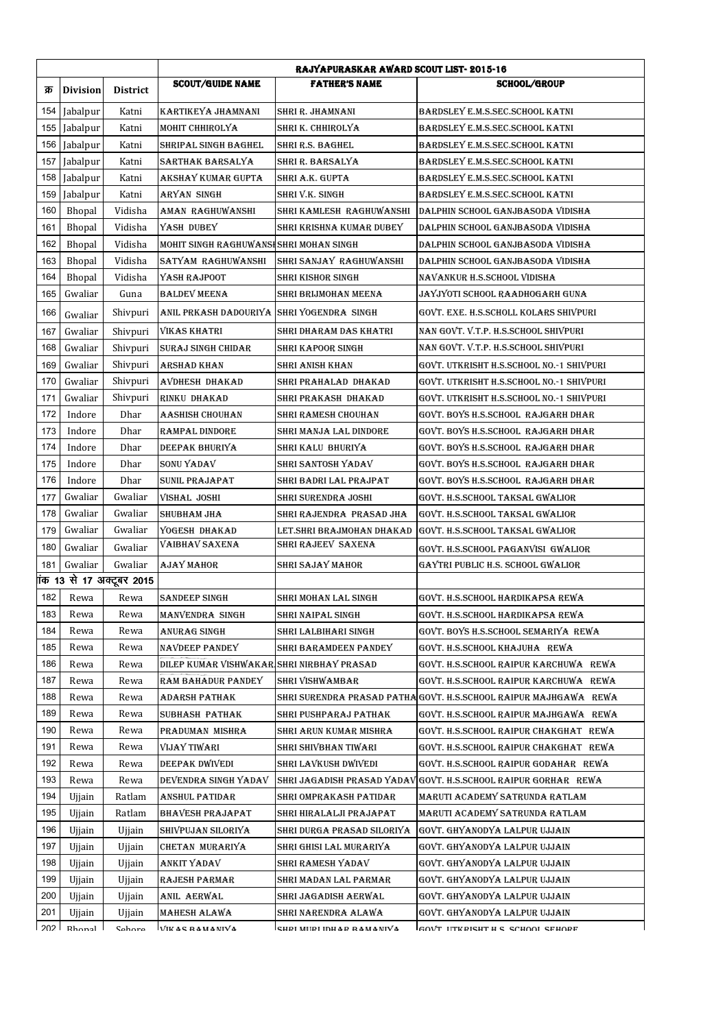| क्र | Division | District | RAJYAPURASKAR AWARD SCOUT LIST- 2015-16 | | |
|---|---|---|---|---|---|
| | | | SCOUT/GUIDE NAME | FATHER'S NAME | SCHOOL/GROUP |
| 154 | Jabalpur | Katni | KARTIKEYA JHAMNANI | SHRI R. JHAMNANI | BARDSLEY E.M.S.SEC.SCHOOL KATNI |
| 155 | Jabalpur | Katni | MOHIT CHHIROLYA | SHRI K. CHHIROLYA | BARDSLEY E.M.S.SEC.SCHOOL KATNI |
| 156 | Jabalpur | Katni | SHRIPAL SINGH BAGHEL | SHRI R.S. BAGHEL | BARDSLEY E.M.S.SEC.SCHOOL KATNI |
| 157 | Jabalpur | Katni | SARTHAK BARSALYA | SHRI R. BARSALYA | BARDSLEY E.M.S.SEC.SCHOOL KATNI |
| 158 | Jabalpur | Katni | AKSHAY KUMAR GUPTA | SHRI A.K. GUPTA | BARDSLEY E.M.S.SEC.SCHOOL KATNI |
| 159 | Jabalpur | Katni | ARYAN SINGH | SHRI V.K. SINGH | BARDSLEY E.M.S.SEC.SCHOOL KATNI |
| 160 | Bhopal | Vidisha | AMAN RAGHUWANSHI | SHRI KAMLESH RAGHUWANSHI | DALPHIN SCHOOL GANJBASODA VIDISHA |
| 161 | Bhopal | Vidisha | YASH DUBEY | SHRI KRISHNA KUMAR DUBEY | DALPHIN SCHOOL GANJBASODA VIDISHA |
| 162 | Bhopal | Vidisha | MOHIT SINGH RAGHUWANSHI | SHRI MOHAN SINGH | DALPHIN SCHOOL GANJBASODA VIDISHA |
| 163 | Bhopal | Vidisha | SATYAM RAGHUWANSHI | SHRI SANJAY RAGHUWANSHI | DALPHIN SCHOOL GANJBASODA VIDISHA |
| 164 | Bhopal | Vidisha | YASH RAJPOOT | SHRI KISHOR SINGH | NAVANKUR H.S.SCHOOL VIDISHA |
| 165 | Gwaliar | Guna | BALDEV MEENA | SHRI BRIJMOHAN MEENA | JAYJYOTI SCHOOL RAADHOGARH GUNA |
| 166 | Gwaliar | Shivpuri | ANIL PRKASH DADOURIYA | SHRI YOGENDRA SINGH | GOVT. EXE. H.S.SCHOLL KOLARS SHIVPURI |
| 167 | Gwaliar | Shivpuri | VIKAS KHATRI | SHRI DHARAM DAS KHATRI | NAN GOVT. V.T.P. H.S.SCHOOL SHIVPURI |
| 168 | Gwaliar | Shivpuri | SURAJ SINGH CHIDAR | SHRI KAPOOR SINGH | NAN GOVT. V.T.P. H.S.SCHOOL SHIVPURI |
| 169 | Gwaliar | Shivpuri | ARSHAD KHAN | SHRI ANISH KHAN | GOVT. UTKRISHT H.S.SCHOOL NO.-1 SHIVPURI |
| 170 | Gwaliar | Shivpuri | AVDHESH DHAKAD | SHRI PRAHALAD DHAKAD | GOVT. UTKRISHT H.S.SCHOOL NO.-1 SHIVPURI |
| 171 | Gwaliar | Shivpuri | RINKU DHAKAD | SHRI PRAKASH DHAKAD | GOVT. UTKRISHT H.S.SCHOOL NO.-1 SHIVPURI |
| 172 | Indore | Dhar | AASHISH CHOUHAN | SHRI RAMESH CHOUHAN | GOVT. BOYS H.S.SCHOOL RAJGARH DHAR |
| 173 | Indore | Dhar | RAMPAL DINDORE | SHRI MANJA LAL DINDORE | GOVT. BOYS H.S.SCHOOL RAJGARH DHAR |
| 174 | Indore | Dhar | DEEPAK BHURIYA | SHRI KALU BHURIYA | GOVT. BOYS H.S.SCHOOL RAJGARH DHAR |
| 175 | Indore | Dhar | SONU YADAV | SHRI SANTOSH YADAV | GOVT. BOYS H.S.SCHOOL RAJGARH DHAR |
| 176 | Indore | Dhar | SUNIL PRAJAPAT | SHRI BADRI LAL PRAJPAT | GOVT. BOYS H.S.SCHOOL RAJGARH DHAR |
| 177 | Gwaliar | Gwaliar | VISHAL JOSHI | SHRI SURENDRA JOSHI | GOVT. H.S.SCHOOL TAKSAL GWALIOR |
| 178 | Gwaliar | Gwaliar | SHUBHAM JHA | SHRI RAJENDRA PRASAD JHA | GOVT. H.S.SCHOOL TAKSAL GWALIOR |
| 179 | Gwaliar | Gwaliar | YOGESH DHAKAD | LET.SHRI BRAJMOHAN DHAKAD | GOVT. H.S.SCHOOL TAKSAL GWALIOR |
| 180 | Gwaliar | Gwaliar | VAIBHAV SAXENA | SHRI RAJEEV SAXENA | GOVT. H.S.SCHOOL PAGANVISI GWALIOR |
| 181 | Gwaliar | Gwaliar | AJAY MAHOR | SHRI SAJAY MAHOR | GAYTRI PUBLIC H.S. SCHOOL GWALIOR |
| ांक 13 से 17 अक्टूबर 2015 | | | | | |
| 182 | Rewa | Rewa | SANDEEP SINGH | SHRI MOHAN LAL SINGH | GOVT. H.S.SCHOOL HARDIKAPSA REWA |
| 183 | Rewa | Rewa | MANVENDRA SINGH | SHRI NAIPAL SINGH | GOVT. H.S.SCHOOL HARDIKAPSA REWA |
| 184 | Rewa | Rewa | ANURAG SINGH | SHRI LALBIHARI SINGH | GOVT. BOYS H.S.SCHOOL SEMARIYA REWA |
| 185 | Rewa | Rewa | NAVDEEP PANDEY | SHRI BARAMDEEN PANDEY | GOVT. H.S.SCHOOL KHAJUHA REWA |
| 186 | Rewa | Rewa | DILEP KUMAR VISHWAKAR | SHRI NIRBHAY PRASAD | GOVT. H.S.SCHOOL RAIPUR KARCHUWA REWA |
| 187 | Rewa | Rewa | RAM BAHADUR PANDEY | SHRI VISHWAMBAR | GOVT. H.S.SCHOOL RAIPUR KARCHUWA REWA |
| 188 | Rewa | Rewa | ADARSH PATHAK | SHRI SURENDRA PRASAD PATHA | GOVT. H.S.SCHOOL RAIPUR MAJHGAWA REWA |
| 189 | Rewa | Rewa | SUBHASH PATHAK | SHRI PUSHPARAJ PATHAK | GOVT. H.S.SCHOOL RAIPUR MAJHGAWA REWA |
| 190 | Rewa | Rewa | PRADUMAN MISHRA | SHRI ARUN KUMAR MISHRA | GOVT. H.S.SCHOOL RAIPUR CHAKGHAT REWA |
| 191 | Rewa | Rewa | VIJAY TIWARI | SHRI SHIVBHAN TIWARI | GOVT. H.S.SCHOOL RAIPUR CHAKGHAT REWA |
| 192 | Rewa | Rewa | DEEPAK DWIVEDI | SHRI LAVKUSH DWIVEDI | GOVT. H.S.SCHOOL RAIPUR GODAHAR REWA |
| 193 | Rewa | Rewa | DEVENDRA SINGH YADAV | SHRI JAGADISH PRASAD YADAV | GOVT. H.S.SCHOOL RAIPUR GORHAR REWA |
| 194 | Ujjain | Ratlam | ANSHUL PATIDAR | SHRI OMPRAKASH PATIDAR | MARUTI ACADEMY SATRUNDA RATLAM |
| 195 | Ujjain | Ratlam | BHAVESH PRAJAPAT | SHRI HIRALALJI PRAJAPAT | MARUTI ACADEMY SATRUNDA RATLAM |
| 196 | Ujjain | Ujjain | SHIVPUJAN SILORIYA | SHRI DURGA PRASAD SILORIYA | GOVT. GHYANODYA LALPUR UJJAIN |
| 197 | Ujjain | Ujjain | CHETAN MURARIYA | SHRI GHISI LAL MURARIYA | GOVT. GHYANODYA LALPUR UJJAIN |
| 198 | Ujjain | Ujjain | ANKIT YADAV | SHRI RAMESH YADAV | GOVT. GHYANODYA LALPUR UJJAIN |
| 199 | Ujjain | Ujjain | RAJESH PARMAR | SHRI MADAN LAL PARMAR | GOVT. GHYANODYA LALPUR UJJAIN |
| 200 | Ujjain | Ujjain | ANIL AERWAL | SHRI JAGADISH AERWAL | GOVT. GHYANODYA LALPUR UJJAIN |
| 201 | Ujjain | Ujjain | MAHESH ALAWA | SHRI NARENDRA ALAWA | GOVT. GHYANODYA LALPUR UJJAIN |
| 202 | Bhopal | Sehore | VIKAS RAMANIYA | SHRI MURLIDHAR RAMANIYA | GOVT. UTKRISHT H.S. SCHOOL SEHORE |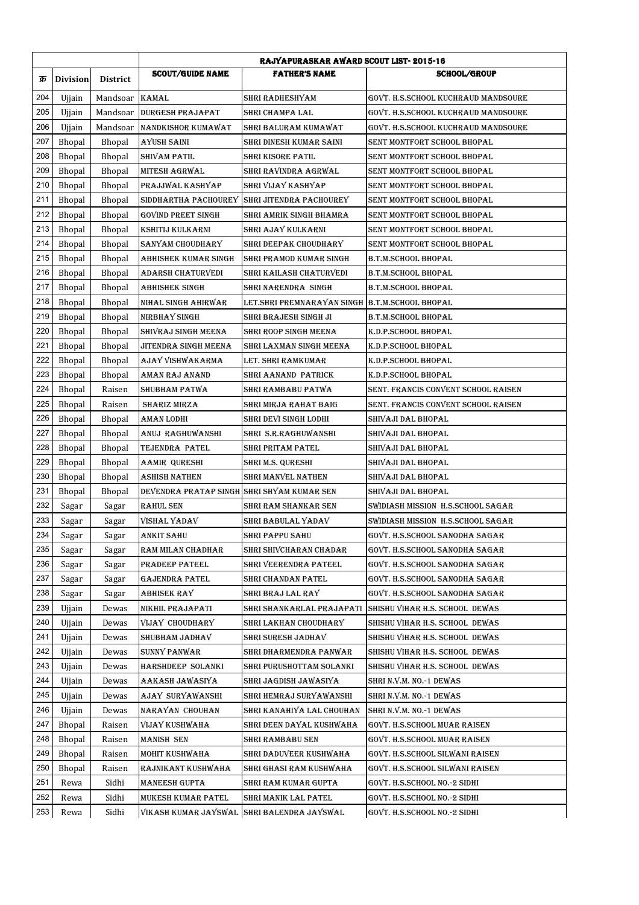| क्र | Division | District | RAJYAPURASKAR AWARD SCOUT LIST- 2015-16 | | |
|---|---|---|---|---|---|
| | | | SCOUT/GUIDE NAME | FATHER'S NAME | SCHOOL/GROUP |
| 204 | Ujjain | Mandsoar | KAMAL | SHRI RADHESHYAM | GOVT. H.S.SCHOOL KUCHRAUD MANDSOURE |
| 205 | Ujjain | Mandsoar | DURGESH PRAJAPAT | SHRI CHAMPA LAL | GOVT. H.S.SCHOOL KUCHRAUD MANDSOURE |
| 206 | Ujjain | Mandsoar | NANDKISHOR KUMAWAT | SHRI BALURAM KUMAWAT | GOVT. H.S.SCHOOL KUCHRAUD MANDSOURE |
| 207 | Bhopal | Bhopal | AYUSH SAINI | SHRI DINESH KUMAR SAINI | SENT MONTFORT SCHOOL BHOPAL |
| 208 | Bhopal | Bhopal | SHIVAM PATIL | SHRI KISORE PATIL | SENT MONTFORT SCHOOL BHOPAL |
| 209 | Bhopal | Bhopal | MITESH AGRWAL | SHRI RAVINDRA AGRWAL | SENT MONTFORT SCHOOL BHOPAL |
| 210 | Bhopal | Bhopal | PRAJJWAL KASHYAP | SHRI VIJAY KASHYAP | SENT MONTFORT SCHOOL BHOPAL |
| 211 | Bhopal | Bhopal | SIDDHARTHA PACHOUREY | SHRI JITENDRA PACHOUREY | SENT MONTFORT SCHOOL BHOPAL |
| 212 | Bhopal | Bhopal | GOVIND PREET SINGH | SHRI AMRIK SINGH BHAMRA | SENT MONTFORT SCHOOL BHOPAL |
| 213 | Bhopal | Bhopal | KSHITIJ KULKARNI | SHRI AJAY KULKARNI | SENT MONTFORT SCHOOL BHOPAL |
| 214 | Bhopal | Bhopal | SANYAM CHOUDHARY | SHRI DEEPAK CHOUDHARY | SENT MONTFORT SCHOOL BHOPAL |
| 215 | Bhopal | Bhopal | ABHISHEK KUMAR SINGH | SHRI PRAMOD KUMAR SINGH | B.T.M.SCHOOL BHOPAL |
| 216 | Bhopal | Bhopal | ADARSH CHATURVEDI | SHRI KAILASH CHATURVEDI | B.T.M.SCHOOL BHOPAL |
| 217 | Bhopal | Bhopal | ABHISHEK SINGH | SHRI NARENDRA SINGH | B.T.M.SCHOOL BHOPAL |
| 218 | Bhopal | Bhopal | NIHAL SINGH AHIRWAR | LET.SHRI PREMNARAYAN SINGH | B.T.M.SCHOOL BHOPAL |
| 219 | Bhopal | Bhopal | NIRBHAY SINGH | SHRI BRAJESH SINGH JI | B.T.M.SCHOOL BHOPAL |
| 220 | Bhopal | Bhopal | SHIVRAJ SINGH MEENA | SHRI ROOP SINGH MEENA | K.D.P.SCHOOL BHOPAL |
| 221 | Bhopal | Bhopal | JITENDRA SINGH MEENA | SHRI LAXMAN SINGH MEENA | K.D.P.SCHOOL BHOPAL |
| 222 | Bhopal | Bhopal | AJAY VISHWAKARMA | LET. SHRI RAMKUMAR | K.D.P.SCHOOL BHOPAL |
| 223 | Bhopal | Bhopal | AMAN RAJ ANAND | SHRI AANAND PATRICK | K.D.P.SCHOOL BHOPAL |
| 224 | Bhopal | Raisen | SHUBHAM PATWA | SHRI RAMBABU PATWA | SENT. FRANCIS CONVENT SCHOOL RAISEN |
| 225 | Bhopal | Raisen | SHARIZ MIRZA | SHRI MIRJA RAHAT BAIG | SENT. FRANCIS CONVENT SCHOOL RAISEN |
| 226 | Bhopal | Bhopal | AMAN LODHI | SHRI DEVI SINGH LODHI | SHIVAJI DAL BHOPAL |
| 227 | Bhopal | Bhopal | ANUJ RAGHUWANSHI | SHRI S.R.RAGHUWANSHI | SHIVAJI DAL BHOPAL |
| 228 | Bhopal | Bhopal | TEJENDRA PATEL | SHRI PRITAM PATEL | SHIVAJI DAL BHOPAL |
| 229 | Bhopal | Bhopal | AAMIR QURESHI | SHRI M.S. QURESHI | SHIVAJI DAL BHOPAL |
| 230 | Bhopal | Bhopal | ASHISH NATHEN | SHRI MANVEL NATHEN | SHIVAJI DAL BHOPAL |
| 231 | Bhopal | Bhopal | DEVENDRA PRATAP SINGH | SHRI SHYAM KUMAR SEN | SHIVAJI DAL BHOPAL |
| 232 | Sagar | Sagar | RAHUL SEN | SHRI RAM SHANKAR SEN | SWIDIASH MISSION H.S.SCHOOL SAGAR |
| 233 | Sagar | Sagar | VISHAL YADAV | SHRI BABULAL YADAV | SWIDIASH MISSION H.S.SCHOOL SAGAR |
| 234 | Sagar | Sagar | ANKIT SAHU | SHRI PAPPU SAHU | GOVT. H.S.SCHOOL SANODHA SAGAR |
| 235 | Sagar | Sagar | RAM MILAN CHADHAR | SHRI SHIVCHARAN CHADAR | GOVT. H.S.SCHOOL SANODHA SAGAR |
| 236 | Sagar | Sagar | PRADEEP PATEEL | SHRI VEERENDRA PATEEL | GOVT. H.S.SCHOOL SANODHA SAGAR |
| 237 | Sagar | Sagar | GAJENDRA PATEL | SHRI CHANDAN PATEL | GOVT. H.S.SCHOOL SANODHA SAGAR |
| 238 | Sagar | Sagar | ABHISEK RAY | SHRI BRAJ LAL RAY | GOVT. H.S.SCHOOL SANODHA SAGAR |
| 239 | Ujjain | Dewas | NIKHIL PRAJAPATI | SHRI SHANKARLAL PRAJAPATI | SHISHU VIHAR H.S. SCHOOL DEWAS |
| 240 | Ujjain | Dewas | VIJAY CHOUDHARY | SHRI LAKHAN CHOUDHARY | SHISHU VIHAR H.S. SCHOOL DEWAS |
| 241 | Ujjain | Dewas | SHUBHAM JADHAV | SHRI SURESH JADHAV | SHISHU VIHAR H.S. SCHOOL DEWAS |
| 242 | Ujjain | Dewas | SUNNY PANWAR | SHRI DHARMENDRA PANWAR | SHISHU VIHAR H.S. SCHOOL DEWAS |
| 243 | Ujjain | Dewas | HARSHDEEP SOLANKI | SHRI PURUSHOTTAM SOLANKI | SHISHU VIHAR H.S. SCHOOL DEWAS |
| 244 | Ujjain | Dewas | AAKASH JAWASIYA | SHRI JAGDISH JAWASIYA | SHRI N.V.M. NO.-1 DEWAS |
| 245 | Ujjain | Dewas | AJAY SURYAWANSHI | SHRI HEMRAJ SURYAWANSHI | SHRI N.V.M. NO.-1 DEWAS |
| 246 | Ujjain | Dewas | NARAYAN CHOUHAN | SHRI KANAHIYA LAL CHOUHAN | SHRI N.V.M. NO.-1 DEWAS |
| 247 | Bhopal | Raisen | VIJAY KUSHWAHA | SHRI DEEN DAYAL KUSHWAHA | GOVT. H.S.SCHOOL MUAR RAISEN |
| 248 | Bhopal | Raisen | MANISH SEN | SHRI RAMBABU SEN | GOVT. H.S.SCHOOL MUAR RAISEN |
| 249 | Bhopal | Raisen | MOHIT KUSHWAHA | SHRI DADUVEER KUSHWAHA | GOVT. H.S.SCHOOL SILWANI RAISEN |
| 250 | Bhopal | Raisen | RAJNIKANT KUSHWAHA | SHRI GHASI RAM KUSHWAHA | GOVT. H.S.SCHOOL SILWANI RAISEN |
| 251 | Rewa | Sidhi | MANEESH GUPTA | SHRI RAM KUMAR GUPTA | GOVT. H.S.SCHOOL NO.-2 SIDHI |
| 252 | Rewa | Sidhi | MUKESH KUMAR PATEL | SHRI MANIK LAL PATEL | GOVT. H.S.SCHOOL NO.-2 SIDHI |
| 253 | Rewa | Sidhi | VIKASH KUMAR JAYSWAL | SHRI BALENDRA JAYSWAL | GOVT. H.S.SCHOOL NO.-2 SIDHI |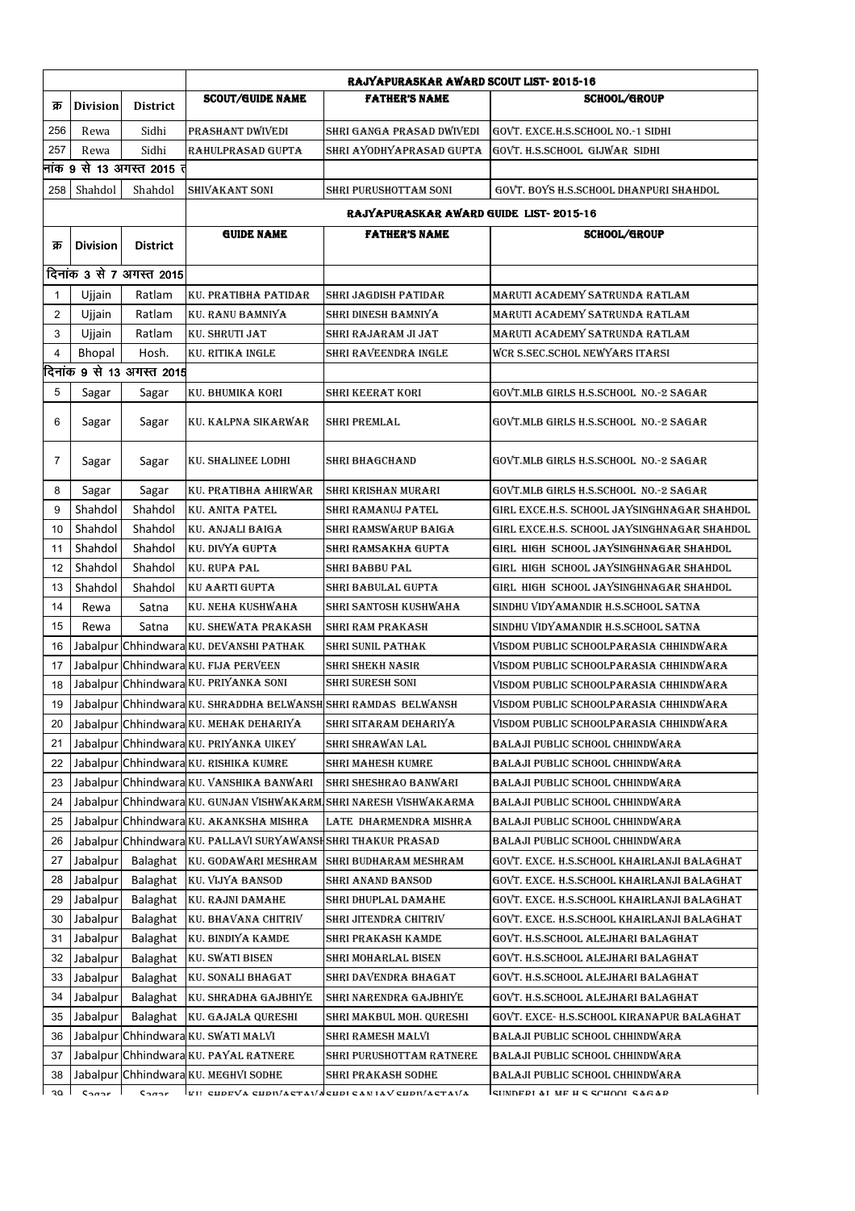| क्र | Division | District | RAJYAPURASKAR AWARD SCOUT LIST- 2015-16 | | |
|---|---|---|---|---|---|
| | | | SCOUT/GUIDE NAME | FATHER'S NAME | SCHOOL/GROUP |
| 256 | Rewa | Sidhi | PRASHANT DWIVEDI | SHRI GANGA PRASAD DWIVEDI | GOVT. EXCE.H.S.SCHOOL NO.-1 SIDHI |
| 257 | Rewa | Sidhi | RAHULPRASAD GUPTA | SHRI AYODHYAPRASAD GUPTA | GOVT. H.S.SCHOOL GIJWAR SIDHI |
| नांक 9 से 13 अगस्त 2015 त | | | | | |
| 258 | Shahdol | Shahdol | SHIVAKANT SONI | SHRI PURUSHOTTAM SONI | GOVT. BOYS H.S.SCHOOL DHANPURI SHAHDOL |

| क्र | Division | District | RAJYAPURASKAR AWARD GUIDE LIST- 2015-16 | | |
|---|---|---|---|---|---|
| | | | GUIDE NAME | FATHER'S NAME | SCHOOL/GROUP |
| दिनांक 3 से 7 अगस्त 2015 | | | | | |
| 1 | Ujjain | Ratlam | KU. PRATIBHA PATIDAR | SHRI JAGDISH PATIDAR | MARUTI ACADEMY SATRUNDA RATLAM |
| 2 | Ujjain | Ratlam | KU. RANU BAMNIYA | SHRI DINESH BAMNIYA | MARUTI ACADEMY SATRUNDA RATLAM |
| 3 | Ujjain | Ratlam | KU. SHRUTI JAT | SHRI RAJARAM JI JAT | MARUTI ACADEMY SATRUNDA RATLAM |
| 4 | Bhopal | Hosh. | KU. RITIKA INGLE | SHRI RAVEENDRA INGLE | WCR S.SEC.SCHOL NEWYARS ITARSI |
| दिनांक 9 से 13 अगस्त 2015 | | | | | |
| 5 | Sagar | Sagar | KU. BHUMIKA KORI | SHRI KEERAT KORI | GOVT.MLB GIRLS H.S.SCHOOL NO.-2 SAGAR |
| 6 | Sagar | Sagar | KU. KALPNA SIKARWAR | SHRI PREMLAL | GOVT.MLB GIRLS H.S.SCHOOL NO.-2 SAGAR |
| 7 | Sagar | Sagar | KU. SHALINEE LODHI | SHRI BHAGCHAND | GOVT.MLB GIRLS H.S.SCHOOL NO.-2 SAGAR |
| 8 | Sagar | Sagar | KU. PRATIBHA AHIRWAR | SHRI KRISHAN MURARI | GOVT.MLB GIRLS H.S.SCHOOL NO.-2 SAGAR |
| 9 | Shahdol | Shahdol | KU. ANITA PATEL | SHRI RAMANUJ PATEL | GIRL EXCE.H.S. SCHOOL JAYSINGHNAGAR SHAHDOL |
| 10 | Shahdol | Shahdol | KU. ANJALI BAIGA | SHRI RAMSWARUP BAIGA | GIRL EXCE.H.S. SCHOOL JAYSINGHNAGAR SHAHDOL |
| 11 | Shahdol | Shahdol | KU. DIVYA GUPTA | SHRI RAMSAKHA GUPTA | GIRL HIGH SCHOOL JAYSINGHNAGAR SHAHDOL |
| 12 | Shahdol | Shahdol | KU. RUPA PAL | SHRI BABBU PAL | GIRL HIGH SCHOOL JAYSINGHNAGAR SHAHDOL |
| 13 | Shahdol | Shahdol | KU AARTI GUPTA | SHRI BABULAL GUPTA | GIRL HIGH SCHOOL JAYSINGHNAGAR SHAHDOL |
| 14 | Rewa | Satna | KU. NEHA KUSHWAHA | SHRI SANTOSH KUSHWAHA | SINDHU VIDYAMANDIR H.S.SCHOOL SATNA |
| 15 | Rewa | Satna | KU. SHEWATA PRAKASH | SHRI RAM PRAKASH | SINDHU VIDYAMANDIR H.S.SCHOOL SATNA |
| 16 | Jabalpur | Chhindwara | KU. DEVANSHI PATHAK | SHRI SUNIL PATHAK | VISDOM PUBLIC SCHOOLPARASIA CHHINDWARA |
| 17 | Jabalpur | Chhindwara | KU. FIJA PERVEEN | SHRI SHEKH NASIR | VISDOM PUBLIC SCHOOLPARASIA CHHINDWARA |
| 18 | Jabalpur | Chhindwara | KU. PRIYANKA SONI | SHRI SURESH SONI | VISDOM PUBLIC SCHOOLPARASIA CHHINDWARA |
| 19 | Jabalpur | Chhindwara | KU. SHRADDHA BELWANSH | SHRI RAMDAS BELWANSH | VISDOM PUBLIC SCHOOLPARASIA CHHINDWARA |
| 20 | Jabalpur | Chhindwara | KU. MEHAK DEHARIYA | SHRI SITARAM DEHARIYA | VISDOM PUBLIC SCHOOLPARASIA CHHINDWARA |
| 21 | Jabalpur | Chhindwara | KU. PRIYANKA UIKEY | SHRI SHRAWAN LAL | BALAJI PUBLIC SCHOOL CHHINDWARA |
| 22 | Jabalpur | Chhindwara | KU. RISHIKA KUMRE | SHRI MAHESH KUMRE | BALAJI PUBLIC SCHOOL CHHINDWARA |
| 23 | Jabalpur | Chhindwara | KU. VANSHIKA BANWARI | SHRI SHESHRAO BANWARI | BALAJI PUBLIC SCHOOL CHHINDWARA |
| 24 | Jabalpur | Chhindwara | KU. GUNJAN VISHWAKARMA | SHRI NARESH VISHWAKARMA | BALAJI PUBLIC SCHOOL CHHINDWARA |
| 25 | Jabalpur | Chhindwara | KU. AKANKSHA MISHRA | LATE DHARMENDRA MISHRA | BALAJI PUBLIC SCHOOL CHHINDWARA |
| 26 | Jabalpur | Chhindwara | KU. PALLAVI SURYAWANSHI | SHRI THAKUR PRASAD | BALAJI PUBLIC SCHOOL CHHINDWARA |
| 27 | Jabalpur | Balaghat | KU. GODAWARI MESHRAM | SHRI BUDHARAM MESHRAM | GOVT. EXCE. H.S.SCHOOL KHAIRLANJI BALAGHAT |
| 28 | Jabalpur | Balaghat | KU. VIJYA BANSOD | SHRI ANAND BANSOD | GOVT. EXCE. H.S.SCHOOL KHAIRLANJI BALAGHAT |
| 29 | Jabalpur | Balaghat | KU. RAJNI DAMAHE | SHRI DHUPLAL DAMAHE | GOVT. EXCE. H.S.SCHOOL KHAIRLANJI BALAGHAT |
| 30 | Jabalpur | Balaghat | KU. BHAVANA CHITRIV | SHRI JITENDRA CHITRIV | GOVT. EXCE. H.S.SCHOOL KHAIRLANJI BALAGHAT |
| 31 | Jabalpur | Balaghat | KU. BINDIYA KAMDE | SHRI PRAKASH KAMDE | GOVT. H.S.SCHOOL ALEJHARI BALAGHAT |
| 32 | Jabalpur | Balaghat | KU. SWATI BISEN | SHRI MOHARLAL BISEN | GOVT. H.S.SCHOOL ALEJHARI BALAGHAT |
| 33 | Jabalpur | Balaghat | KU. SONALI BHAGAT | SHRI DAVENDRA BHAGAT | GOVT. H.S.SCHOOL ALEJHARI BALAGHAT |
| 34 | Jabalpur | Balaghat | KU. SHRADHA GAJBHIYE | SHRI NARENDRA GAJBHIYE | GOVT. H.S.SCHOOL ALEJHARI BALAGHAT |
| 35 | Jabalpur | Balaghat | KU. GAJALA QURESHI | SHRI MAKBUL MOH. QURESHI | GOVT. EXCE- H.S.SCHOOL KIRANAPUR BALAGHAT |
| 36 | Jabalpur | Chhindwara | KU. SWATI MALVI | SHRI RAMESH MALVI | BALAJI PUBLIC SCHOOL CHHINDWARA |
| 37 | Jabalpur | Chhindwara | KU. PAYAL RATNERE | SHRI PURUSHOTTAM RATNERE | BALAJI PUBLIC SCHOOL CHHINDWARA |
| 38 | Jabalpur | Chhindwara | KU. MEGHVI SODHE | SHRI PRAKASH SODHE | BALAJI PUBLIC SCHOOL CHHINDWARA |
| 39 | Sagar | Sagar | KU. SHREYA SHRIVASTAVA | SHRI SANJAY SHRIVASTAVA | SUNDERLAL ME H.S.SCHOOL SAGAR |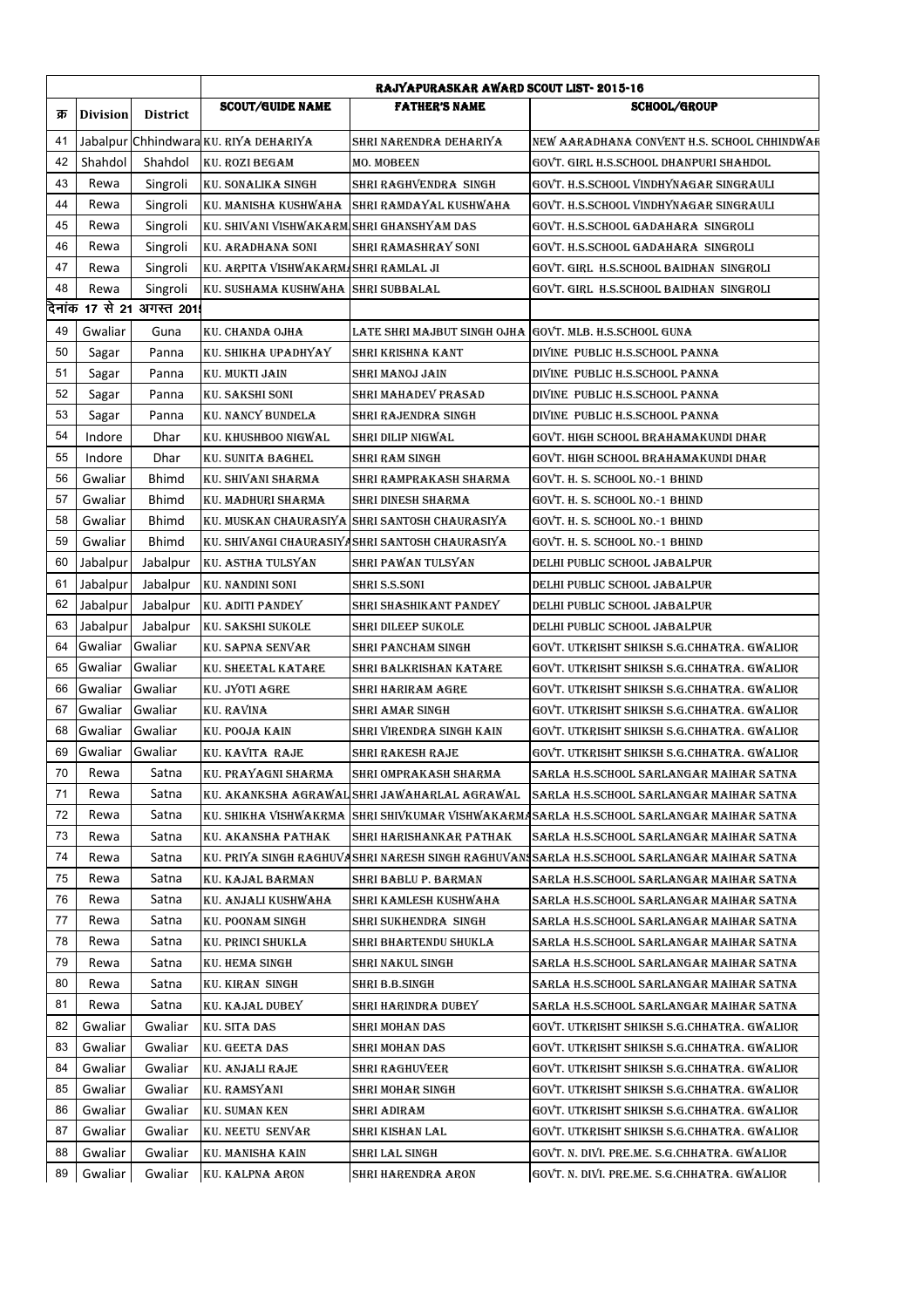| क्र | Division | District | RAJYAPURASKAR AWARD SCOUT LIST- 2015-16 | | |
|---|---|---|---|---|---|
| | | | SCOUT/GUIDE NAME | FATHER'S NAME | SCHOOL/GROUP |
| 41 | Jabalpur | Chhindwara | KU. RIYA DEHARIYA | SHRI NARENDRA DEHARIYA | NEW AARADHANA CONVENT H.S. SCHOOL CHHINDWAR |
| 42 | Shahdol | Shahdol | KU. ROZI BEGAM | MO. MOBEEN | GOVT. GIRL H.S.SCHOOL DHANPURI SHAHDOL |
| 43 | Rewa | Singroli | KU. SONALIKA SINGH | SHRI RAGHVENDRA SINGH | GOVT. H.S.SCHOOL VINDHYNAGAR SINGRAULI |
| 44 | Rewa | Singroli | KU. MANISHA KUSHWAHA | SHRI RAMDAYAL KUSHWAHA | GOVT. H.S.SCHOOL VINDHYNAGAR SINGRAULI |
| 45 | Rewa | Singroli | KU. SHIVANI VISHWAKARM | SHRI GHANSHYAM DAS | GOVT. H.S.SCHOOL GADAHARA SINGROLI |
| 46 | Rewa | Singroli | KU. ARADHANA SONI | SHRI RAMASHRAY SONI | GOVT. H.S.SCHOOL GADAHARA SINGROLI |
| 47 | Rewa | Singroli | KU. ARPITA VISHWAKARMA | SHRI RAMLAL JI | GOVT. GIRL H.S.SCHOOL BAIDHAN SINGROLI |
| 48 | Rewa | Singroli | KU. SUSHAMA KUSHWAHA | SHRI SUBBALAL | GOVT. GIRL H.S.SCHOOL BAIDHAN SINGROLI |
| दिनांक 17 से 21 अगस्त 2015 | | | | | |
| 49 | Gwaliar | Guna | KU. CHANDA OJHA | LATE SHRI MAJBUT SINGH OJHA | GOVT. MLB. H.S.SCHOOL GUNA |
| 50 | Sagar | Panna | KU. SHIKHA UPADHYAY | SHRI KRISHNA KANT | DIVINE PUBLIC H.S.SCHOOL PANNA |
| 51 | Sagar | Panna | KU. MUKTI JAIN | SHRI MANOJ JAIN | DIVINE PUBLIC H.S.SCHOOL PANNA |
| 52 | Sagar | Panna | KU. SAKSHI SONI | SHRI MAHADEV PRASAD | DIVINE PUBLIC H.S.SCHOOL PANNA |
| 53 | Sagar | Panna | KU. NANCY BUNDELA | SHRI RAJENDRA SINGH | DIVINE PUBLIC H.S.SCHOOL PANNA |
| 54 | Indore | Dhar | KU. KHUSHBOO NIGWAL | SHRI DILIP NIGWAL | GOVT. HIGH SCHOOL BRAHAMAKUNDI DHAR |
| 55 | Indore | Dhar | KU. SUNITA BAGHEL | SHRI RAM SINGH | GOVT. HIGH SCHOOL BRAHAMAKUNDI DHAR |
| 56 | Gwaliar | Bhimd | KU. SHIVANI SHARMA | SHRI RAMPRAKASH SHARMA | GOVT. H. S. SCHOOL NO.-1 BHIND |
| 57 | Gwaliar | Bhimd | KU. MADHURI SHARMA | SHRI DINESH SHARMA | GOVT. H. S. SCHOOL NO.-1 BHIND |
| 58 | Gwaliar | Bhimd | KU. MUSKAN CHAURASIYA | SHRI SANTOSH CHAURASIYA | GOVT. H. S. SCHOOL NO.-1 BHIND |
| 59 | Gwaliar | Bhimd | KU. SHIVANGI CHAURASIYA | SHRI SANTOSH CHAURASIYA | GOVT. H. S. SCHOOL NO.-1 BHIND |
| 60 | Jabalpur | Jabalpur | KU. ASTHA TULSYAN | SHRI PAWAN TULSYAN | DELHI PUBLIC SCHOOL JABALPUR |
| 61 | Jabalpur | Jabalpur | KU. NANDINI SONI | SHRI S.S.SONI | DELHI PUBLIC SCHOOL JABALPUR |
| 62 | Jabalpur | Jabalpur | KU. ADITI PANDEY | SHRI SHASHIKANT PANDEY | DELHI PUBLIC SCHOOL JABALPUR |
| 63 | Jabalpur | Jabalpur | KU. SAKSHI SUKOLE | SHRI DILEEP SUKOLE | DELHI PUBLIC SCHOOL JABALPUR |
| 64 | Gwaliar | Gwaliar | KU. SAPNA SENVAR | SHRI PANCHAM SINGH | GOVT. UTKRISHT SHIKSH S.G.CHHATRA. GWALIOR |
| 65 | Gwaliar | Gwaliar | KU. SHEETAL KATARE | SHRI BALKRISHAN KATARE | GOVT. UTKRISHT SHIKSH S.G.CHHATRA. GWALIOR |
| 66 | Gwaliar | Gwaliar | KU. JYOTI AGRE | SHRI HARIRAM AGRE | GOVT. UTKRISHT SHIKSH S.G.CHHATRA. GWALIOR |
| 67 | Gwaliar | Gwaliar | KU. RAVINA | SHRI AMAR SINGH | GOVT. UTKRISHT SHIKSH S.G.CHHATRA. GWALIOR |
| 68 | Gwaliar | Gwaliar | KU. POOJA KAIN | SHRI VIRENDRA SINGH KAIN | GOVT. UTKRISHT SHIKSH S.G.CHHATRA. GWALIOR |
| 69 | Gwaliar | Gwaliar | KU. KAVITA RAJE | SHRI RAKESH RAJE | GOVT. UTKRISHT SHIKSH S.G.CHHATRA. GWALIOR |
| 70 | Rewa | Satna | KU. PRAYAGNI SHARMA | SHRI OMPRAKASH SHARMA | SARLA H.S.SCHOOL SARLANGAR MAIHAR SATNA |
| 71 | Rewa | Satna | KU. AKANKSHA AGRAWAL | SHRI JAWAHARLAL AGRAWAL | SARLA H.S.SCHOOL SARLANGAR MAIHAR SATNA |
| 72 | Rewa | Satna | KU. SHIKHA VISHWAKRMA | SHRI SHIVKUMAR VISHWAKARMA | SARLA H.S.SCHOOL SARLANGAR MAIHAR SATNA |
| 73 | Rewa | Satna | KU. AKANSHA PATHAK | SHRI HARISHANKAR PATHAK | SARLA H.S.SCHOOL SARLANGAR MAIHAR SATNA |
| 74 | Rewa | Satna | KU. PRIYA SINGH RAGHUVA | SHRI NARESH SINGH RAGHUVANS | SARLA H.S.SCHOOL SARLANGAR MAIHAR SATNA |
| 75 | Rewa | Satna | KU. KAJAL BARMAN | SHRI BABLU P. BARMAN | SARLA H.S.SCHOOL SARLANGAR MAIHAR SATNA |
| 76 | Rewa | Satna | KU. ANJALI KUSHWAHA | SHRI KAMLESH KUSHWAHA | SARLA H.S.SCHOOL SARLANGAR MAIHAR SATNA |
| 77 | Rewa | Satna | KU. POONAM SINGH | SHRI SUKHENDRA SINGH | SARLA H.S.SCHOOL SARLANGAR MAIHAR SATNA |
| 78 | Rewa | Satna | KU. PRINCI SHUKLA | SHRI BHARTENDU SHUKLA | SARLA H.S.SCHOOL SARLANGAR MAIHAR SATNA |
| 79 | Rewa | Satna | KU. HEMA SINGH | SHRI NAKUL SINGH | SARLA H.S.SCHOOL SARLANGAR MAIHAR SATNA |
| 80 | Rewa | Satna | KU. KIRAN SINGH | SHRI B.B.SINGH | SARLA H.S.SCHOOL SARLANGAR MAIHAR SATNA |
| 81 | Rewa | Satna | KU. KAJAL DUBEY | SHRI HARINDRA DUBEY | SARLA H.S.SCHOOL SARLANGAR MAIHAR SATNA |
| 82 | Gwaliar | Gwaliar | KU. SITA DAS | SHRI MOHAN DAS | GOVT. UTKRISHT SHIKSH S.G.CHHATRA. GWALIOR |
| 83 | Gwaliar | Gwaliar | KU. GEETA DAS | SHRI MOHAN DAS | GOVT. UTKRISHT SHIKSH S.G.CHHATRA. GWALIOR |
| 84 | Gwaliar | Gwaliar | KU. ANJALI RAJE | SHRI RAGHUVEER | GOVT. UTKRISHT SHIKSH S.G.CHHATRA. GWALIOR |
| 85 | Gwaliar | Gwaliar | KU. RAMSYANI | SHRI MOHAR SINGH | GOVT. UTKRISHT SHIKSH S.G.CHHATRA. GWALIOR |
| 86 | Gwaliar | Gwaliar | KU. SUMAN KEN | SHRI ADIRAM | GOVT. UTKRISHT SHIKSH S.G.CHHATRA. GWALIOR |
| 87 | Gwaliar | Gwaliar | KU. NEETU SENVAR | SHRI KISHAN LAL | GOVT. UTKRISHT SHIKSH S.G.CHHATRA. GWALIOR |
| 88 | Gwaliar | Gwaliar | KU. MANISHA KAIN | SHRI LAL SINGH | GOVT. N. DIVI. PRE.ME. S.G.CHHATRA. GWALIOR |
| 89 | Gwaliar | Gwaliar | KU. KALPNA ARON | SHRI HARENDRA ARON | GOVT. N. DIVI. PRE.ME. S.G.CHHATRA. GWALIOR |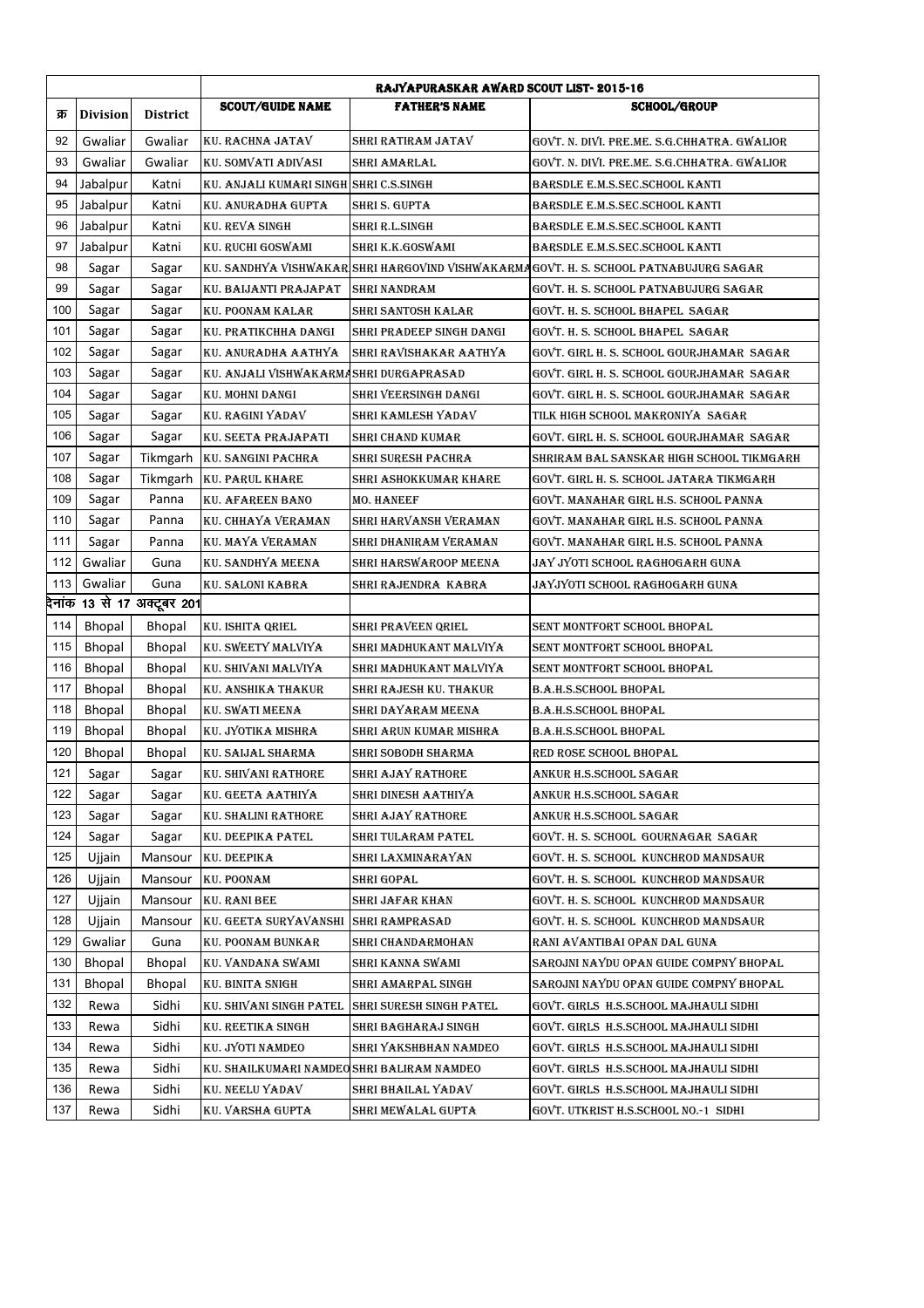| क्र | Division | District | Rajyapuraskar Award Scout List- 2015-16 | | |
|---|---|---|---|---|---|
| | | | SCOUT/GUIDE NAME | FATHER'S NAME | SCHOOL/GROUP |
| 92 | Gwaliar | Gwaliar | KU. RACHNA JATAV | SHRI RATIRAM JATAV | GOVT. N. DIVI. PRE.ME. S.G.CHHATRA. GWALIOR |
| 93 | Gwaliar | Gwaliar | KU. SOMVATI ADIVASI | SHRI AMARLAL | GOVT. N. DIVI. PRE.ME. S.G.CHHATRA. GWALIOR |
| 94 | Jabalpur | Katni | KU. ANJALI KUMARI SINGH | SHRI C.S.SINGH | BARSDLE E.M.S.SEC.SCHOOL KANTI |
| 95 | Jabalpur | Katni | KU. ANURADHA GUPTA | SHRI S. GUPTA | BARSDLE E.M.S.SEC.SCHOOL KANTI |
| 96 | Jabalpur | Katni | KU. REVA SINGH | SHRI R.L.SINGH | BARSDLE E.M.S.SEC.SCHOOL KANTI |
| 97 | Jabalpur | Katni | KU. RUCHI GOSWAMI | SHRI K.K.GOSWAMI | BARSDLE E.M.S.SEC.SCHOOL KANTI |
| 98 | Sagar | Sagar | KU. SANDHYA VISHWAKAR | SHRI HARGOVIND VISHWAKARMA | GOVT. H. S. SCHOOL PATNABUJURG SAGAR |
| 99 | Sagar | Sagar | KU. BAIJANTI PRAJAPAT | SHRI NANDRAM | GOVT. H. S. SCHOOL PATNABUJURG SAGAR |
| 100 | Sagar | Sagar | KU. POONAM KALAR | SHRI SANTOSH KALAR | GOVT. H. S. SCHOOL BHAPEL SAGAR |
| 101 | Sagar | Sagar | KU. PRATIKCHHA DANGI | SHRI PRADEEP SINGH DANGI | GOVT. H. S. SCHOOL BHAPEL SAGAR |
| 102 | Sagar | Sagar | KU. ANURADHA AATHYA | SHRI RAVISHAKAR AATHYA | GOVT. GIRL H. S. SCHOOL GOURJHAMAR SAGAR |
| 103 | Sagar | Sagar | KU. ANJALI VISHWAKARMA | SHRI DURGAPRASAD | GOVT. GIRL H. S. SCHOOL GOURJHAMAR SAGAR |
| 104 | Sagar | Sagar | KU. MOHNI DANGI | SHRI VEERSINGH DANGI | GOVT. GIRL H. S. SCHOOL GOURJHAMAR SAGAR |
| 105 | Sagar | Sagar | KU. RAGINI YADAV | SHRI KAMLESH YADAV | TILK HIGH SCHOOL MAKRONIYA SAGAR |
| 106 | Sagar | Sagar | KU. SEETA PRAJAPATI | SHRI CHAND KUMAR | GOVT. GIRL H. S. SCHOOL GOURJHAMAR SAGAR |
| 107 | Sagar | Tikmgarh | KU. SANGINI PACHRA | SHRI SURESH PACHRA | SHRIRAM BAL SANSKAR HIGH SCHOOL TIKMGARH |
| 108 | Sagar | Tikmgarh | KU. PARUL KHARE | SHRI ASHOKKUMAR KHARE | GOVT. GIRL H. S. SCHOOL JATARA TIKMGARH |
| 109 | Sagar | Panna | KU. AFAREEN BANO | MO. HANEEF | GOVT. MANAHAR GIRL H.S. SCHOOL PANNA |
| 110 | Sagar | Panna | KU. CHHAYA VERAMAN | SHRI HARVANSH VERAMAN | GOVT. MANAHAR GIRL H.S. SCHOOL PANNA |
| 111 | Sagar | Panna | KU. MAYA VERAMAN | SHRI DHANIRAM VERAMAN | GOVT. MANAHAR GIRL H.S. SCHOOL PANNA |
| 112 | Gwaliar | Guna | KU. SANDHYA MEENA | SHRI HARSWAROOP MEENA | JAY JYOTI SCHOOL RAGHOGARH GUNA |
| 113 | Gwaliar | Guna | KU. SALONI KABRA | SHRI RAJENDRA KABRA | JAYJYOTI SCHOOL RAGHOGARH GUNA |
| दिनांक 13 से 17 अक्टूबर 201 | | | | | |
| 114 | Bhopal | Bhopal | KU. ISHITA QRIEL | SHRI PRAVEEN QRIEL | SENT MONTFORT SCHOOL BHOPAL |
| 115 | Bhopal | Bhopal | KU. SWEETY MALVIYA | SHRI MADHUKANT MALVIYA | SENT MONTFORT SCHOOL BHOPAL |
| 116 | Bhopal | Bhopal | KU. SHIVANI MALVIYA | SHRI MADHUKANT MALVIYA | SENT MONTFORT SCHOOL BHOPAL |
| 117 | Bhopal | Bhopal | KU. ANSHIKA THAKUR | SHRI RAJESH KU. THAKUR | B.A.H.S.SCHOOL BHOPAL |
| 118 | Bhopal | Bhopal | KU. SWATI MEENA | SHRI DAYARAM MEENA | B.A.H.S.SCHOOL BHOPAL |
| 119 | Bhopal | Bhopal | KU. JYOTIKA MISHRA | SHRI ARUN KUMAR MISHRA | B.A.H.S.SCHOOL BHOPAL |
| 120 | Bhopal | Bhopal | KU. SAIJAL SHARMA | SHRI SOBODH SHARMA | RED ROSE SCHOOL BHOPAL |
| 121 | Sagar | Sagar | KU. SHIVANI RATHORE | SHRI AJAY RATHORE | ANKUR H.S.SCHOOL SAGAR |
| 122 | Sagar | Sagar | KU. GEETA AATHIYA | SHRI DINESH AATHIYA | ANKUR H.S.SCHOOL SAGAR |
| 123 | Sagar | Sagar | KU. SHALINI RATHORE | SHRI AJAY RATHORE | ANKUR H.S.SCHOOL SAGAR |
| 124 | Sagar | Sagar | KU. DEEPIKA PATEL | SHRI TULARAM PATEL | GOVT. H. S. SCHOOL GOURNAGAR SAGAR |
| 125 | Ujjain | Mansour | KU. DEEPIKA | SHRI LAXMINARAYAN | GOVT. H. S. SCHOOL KUNCHROD MANDSAUR |
| 126 | Ujjain | Mansour | KU. POONAM | SHRI GOPAL | GOVT. H. S. SCHOOL KUNCHROD MANDSAUR |
| 127 | Ujjain | Mansour | KU. RANI BEE | SHRI JAFAR KHAN | GOVT. H. S. SCHOOL KUNCHROD MANDSAUR |
| 128 | Ujjain | Mansour | KU. GEETA SURYAVANSHI | SHRI RAMPRASAD | GOVT. H. S. SCHOOL KUNCHROD MANDSAUR |
| 129 | Gwaliar | Guna | KU. POONAM BUNKAR | SHRI CHANDARMOHAN | RANI AVANTIBAI OPAN DAL GUNA |
| 130 | Bhopal | Bhopal | KU. VANDANA SWAMI | SHRI KANNA SWAMI | SAROJNI NAYDU OPAN GUIDE COMPNY BHOPAL |
| 131 | Bhopal | Bhopal | KU. BINITA SNIGH | SHRI AMARPAL SINGH | SAROJNI NAYDU OPAN GUIDE COMPNY BHOPAL |
| 132 | Rewa | Sidhi | KU. SHIVANI SINGH PATEL | SHRI SURESH SINGH PATEL | GOVT. GIRLS H.S.SCHOOL MAJHAULI SIDHI |
| 133 | Rewa | Sidhi | KU. REETIKA SINGH | SHRI BAGHARAJ SINGH | GOVT. GIRLS H.S.SCHOOL MAJHAULI SIDHI |
| 134 | Rewa | Sidhi | KU. JYOTI NAMDEO | SHRI YAKSHBHAN NAMDEO | GOVT. GIRLS H.S.SCHOOL MAJHAULI SIDHI |
| 135 | Rewa | Sidhi | KU. SHAILKUMARI NAMDEO | SHRI BALIRAM NAMDEO | GOVT. GIRLS H.S.SCHOOL MAJHAULI SIDHI |
| 136 | Rewa | Sidhi | KU. NEELU YADAV | SHRI BHAILAL YADAV | GOVT. GIRLS H.S.SCHOOL MAJHAULI SIDHI |
| 137 | Rewa | Sidhi | KU. VARSHA GUPTA | SHRI MEWALAL GUPTA | GOVT. UTKRIST H.S.SCHOOL NO.-1 SIDHI |